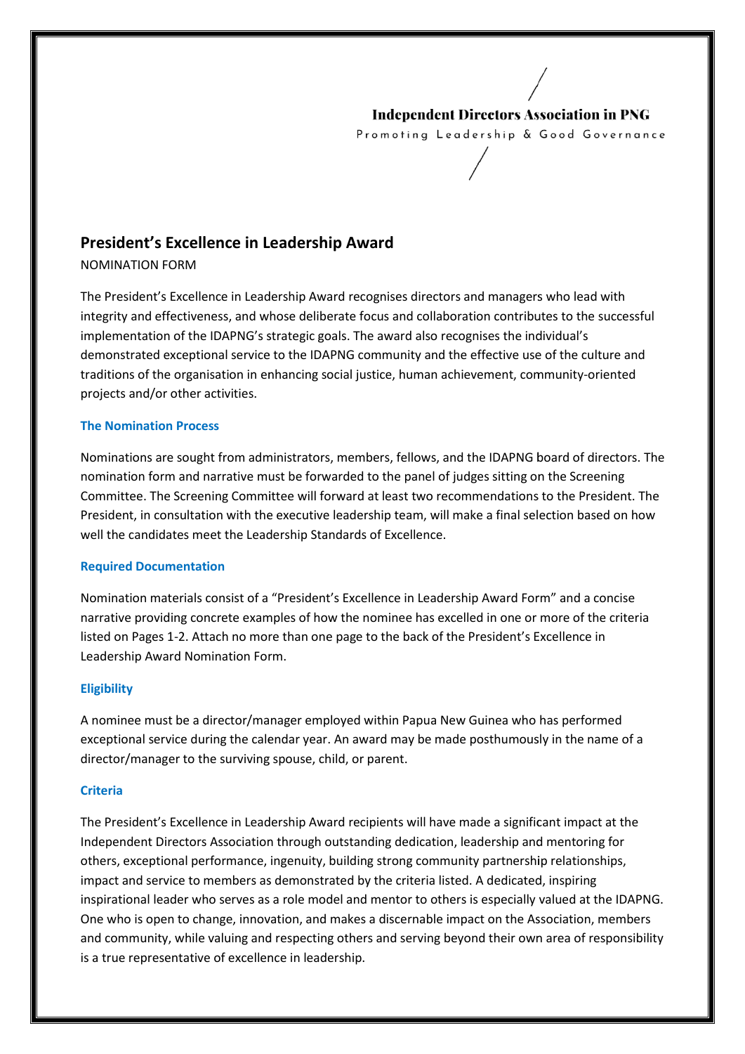Independent Directors Association in PNG

Promoting Leadership & Good Governance

# President's Excellence in Leadership Award

NOMINATION FORM

The President's Excellence in Leadership Award recognises directors and managers who lead with integrity and effectiveness, and whose deliberate focus and collaboration contributes to the successful implementation of the IDAPNG's strategic goals. The award also recognises the individual's demonstrated exceptional service to the IDAPNG community and the effective use of the culture and traditions of the organisation in enhancing social justice, human achievement, community-oriented projects and/or other activities.

## The Nomination Process

Nominations are sought from administrators, members, fellows, and the IDAPNG board of directors. The nomination form and narrative must be forwarded to the panel of judges sitting on the Screening Committee. The Screening Committee will forward at least two recommendations to the President. The President, in consultation with the executive leadership team, will make a final selection based on how well the candidates meet the Leadership Standards of Excellence.

## Required Documentation

Nomination materials consist of a "President's Excellence in Leadership Award Form" and a concise narrative providing concrete examples of how the nominee has excelled in one or more of the criteria listed on Pages 1-2. Attach no more than one page to the back of the President's Excellence in Leadership Award Nomination Form.

## Eligibility

A nominee must be a director/manager employed within Papua New Guinea who has performed exceptional service during the calendar year. An award may be made posthumously in the name of a director/manager to the surviving spouse, child, or parent.

## Criteria

The President's Excellence in Leadership Award recipients will have made a significant impact at the Independent Directors Association through outstanding dedication, leadership and mentoring for others, exceptional performance, ingenuity, building strong community partnership relationships, impact and service to members as demonstrated by the criteria listed. A dedicated, inspiring inspirational leader who serves as a role model and mentor to others is especially valued at the IDAPNG. One who is open to change, innovation, and makes a discernable impact on the Association, members and community, while valuing and respecting others and serving beyond their own area of responsibility is a true representative of excellence in leadership.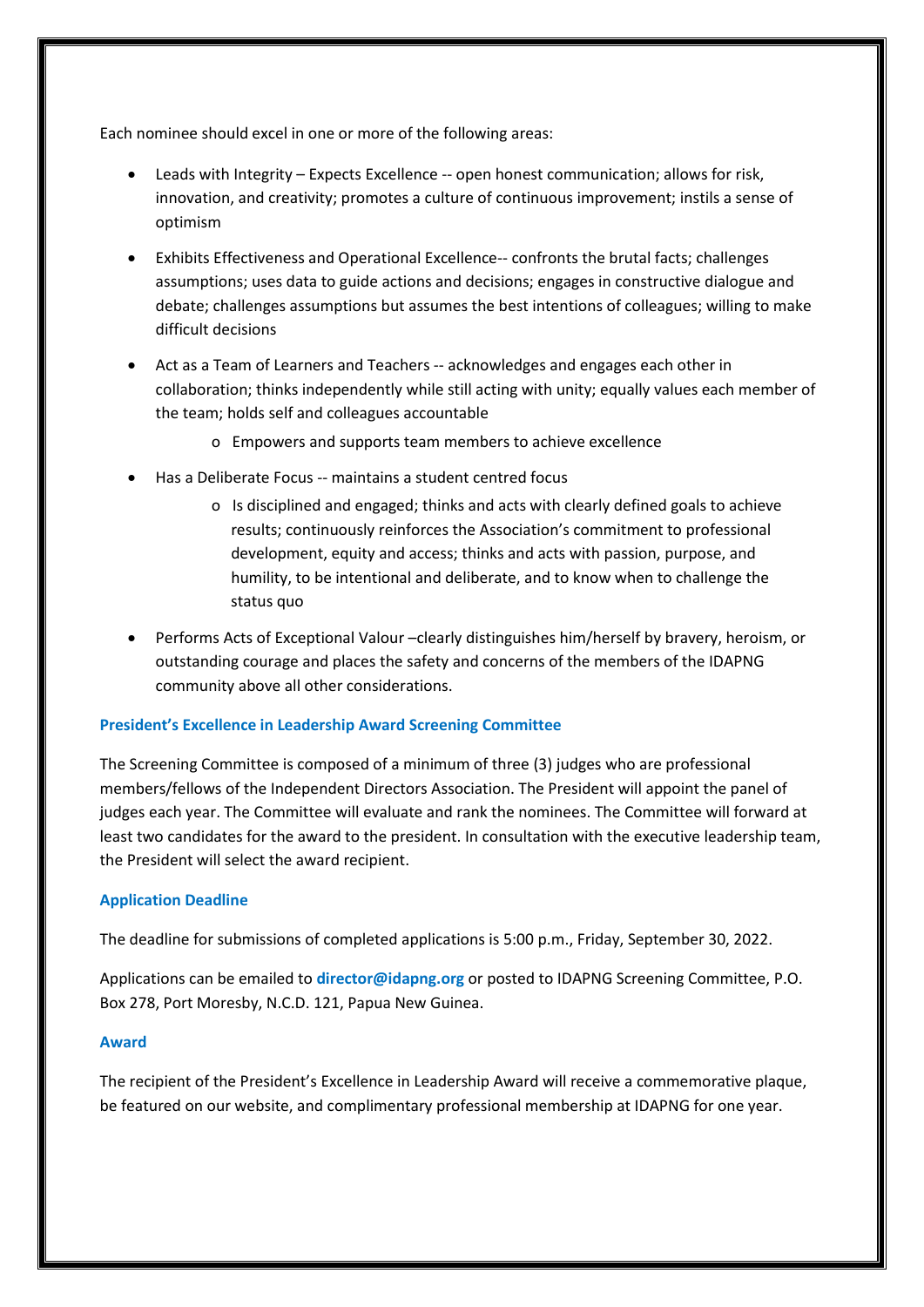Each nominee should excel in one or more of the following areas:

- Leads with Integrity – Expects Excellence -- open honest communication; allows for risk, innovation, and creativity; promotes a culture of continuous improvement; instils a sense of optimism
- Exhibits Effectiveness and Operational Excellence-- confronts the brutal facts; challenges assumptions; uses data to guide actions and decisions; engages in constructive dialogue and debate; challenges assumptions but assumes the best intentions of colleagues; willing to make difficult decisions
- Act as a Team of Learners and Teachers -- acknowledges and engages each other in collaboration; thinks independently while still acting with unity; equally values each member of the team; holds self and colleagues accountable
    - Empowers and supports team members to achieve excellence
- Has a Deliberate Focus -- maintains a student centred focus
    - Is disciplined and engaged; thinks and acts with clearly defined goals to achieve results; continuously reinforces the Association's commitment to professional development, equity and access; thinks and acts with passion, purpose, and humility, to be intentional and deliberate, and to know when to challenge the status quo
- Performs Acts of Exceptional Valour –clearly distinguishes him/herself by bravery, heroism, or outstanding courage and places the safety and concerns of the members of the IDAPNG community above all other considerations.

### President's Excellence in Leadership Award Screening Committee

The Screening Committee is composed of a minimum of three (3) judges who are professional members/fellows of the Independent Directors Association. The President will appoint the panel of judges each year. The Committee will evaluate and rank the nominees. The Committee will forward at least two candidates for the award to the president. In consultation with the executive leadership team, the President will select the award recipient.

### Application Deadline

The deadline for submissions of completed applications is 5:00 p.m., Friday, September 30, 2022.

Applications can be emailed to **director@idapng.org** or posted to IDAPNG Screening Committee, P.O. Box 278, Port Moresby, N.C.D. 121, Papua New Guinea.

### Award

The recipient of the President's Excellence in Leadership Award will receive a commemorative plaque, be featured on our website, and complimentary professional membership at IDAPNG for one year.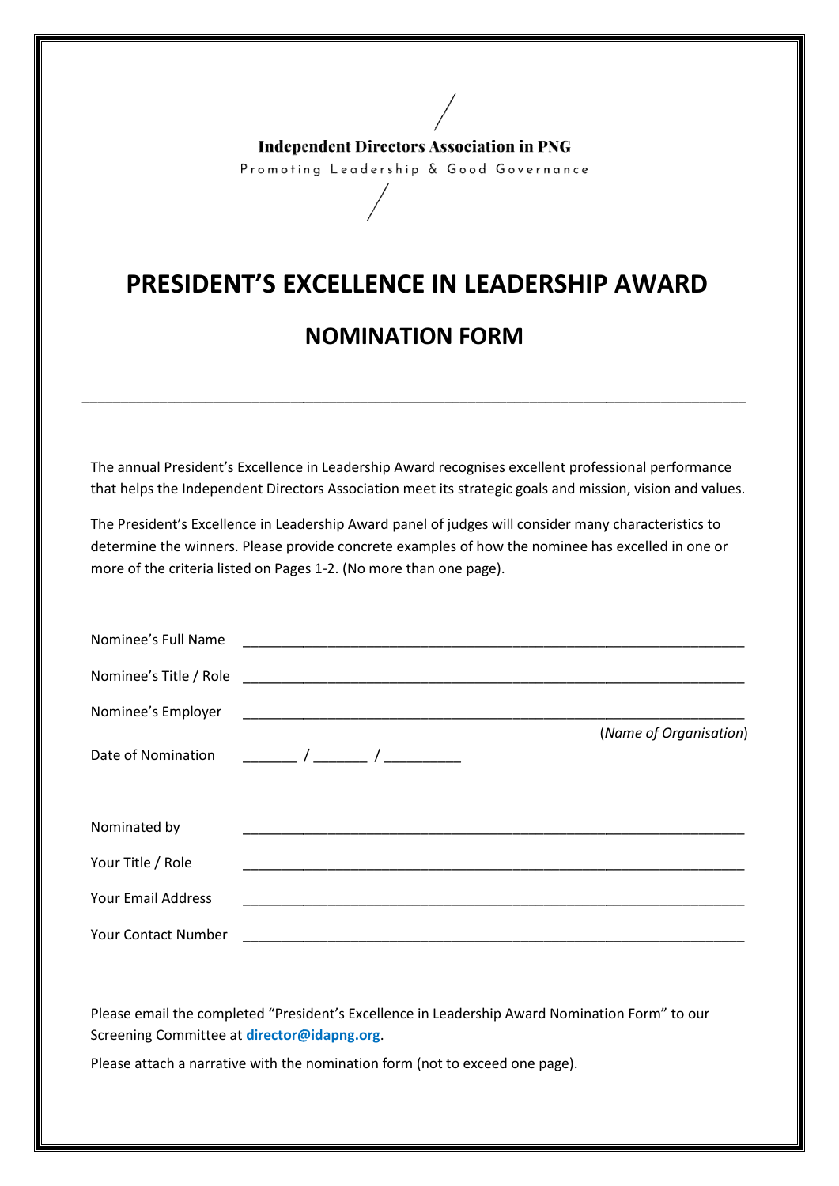Independent Directors Association in PNG

Promoting Leadership & Good Governance

# PRESIDENT'S EXCELLENCE IN LEADERSHIP AWARD

## NOMINATION FORM

---

The annual President's Excellence in Leadership Award recognises excellent professional performance that helps the Independent Directors Association meet its strategic goals and mission, vision and values.

The President's Excellence in Leadership Award panel of judges will consider many characteristics to determine the winners. Please provide concrete examples of how the nominee has excelled in one or more of the criteria listed on Pages 1-2. (No more than one page).

Nominee's Full Name ________________________________________________

Nominee's Title / Role ________________________________________________

Nominee's Employer ________________________________________________
(*Name of Organisation*)

Date of Nomination _______ / _______ / __________

Nominated by ________________________________________________

Your Title / Role ________________________________________________

Your Email Address ________________________________________________

Your Contact Number ________________________________________________

Please email the completed "President's Excellence in Leadership Award Nomination Form" to our Screening Committee at **director@idapng.org**.

Please attach a narrative with the nomination form (not to exceed one page).